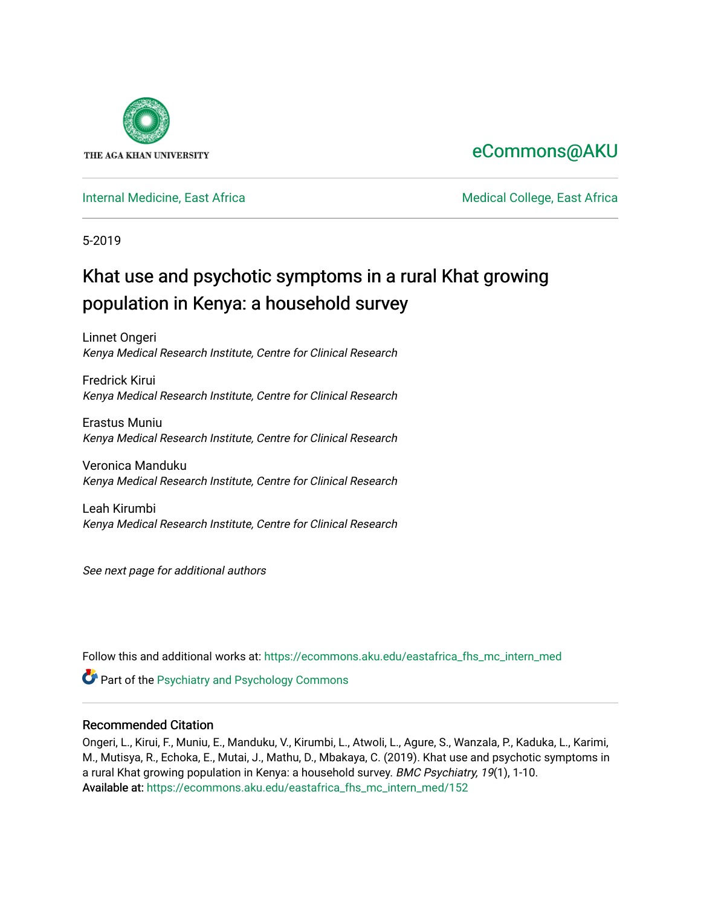THE AGA KHAN UNIVERSITY

eCommons@AKU

Internal Medicine, East Africa

Medical College, East Africa

5-2019

# Khat use and psychotic symptoms in a rural Khat growing population in Kenya: a household survey

Linnet Ongeri
*Kenya Medical Research Institute, Centre for Clinical Research*

Fredrick Kirui
*Kenya Medical Research Institute, Centre for Clinical Research*

Erastus Muniu
*Kenya Medical Research Institute, Centre for Clinical Research*

Veronica Manduku
*Kenya Medical Research Institute, Centre for Clinical Research*

Leah Kirumbi
*Kenya Medical Research Institute, Centre for Clinical Research*

*See next page for additional authors*

Follow this and additional works at: https://ecommons.aku.edu/eastafrica_fhs_mc_intern_med

Part of the Psychiatry and Psychology Commons

## Recommended Citation

Ongeri, L., Kirui, F., Muniu, E., Manduku, V., Kirumbi, L., Atwoli, L., Agure, S., Wanzala, P., Kaduka, L., Karimi, M., Mutisya, R., Echoka, E., Mutai, J., Mathu, D., Mbakaya, C. (2019). Khat use and psychotic symptoms in a rural Khat growing population in Kenya: a household survey. *BMC Psychiatry, 19*(1), 1-10.
Available at: https://ecommons.aku.edu/eastafrica_fhs_mc_intern_med/152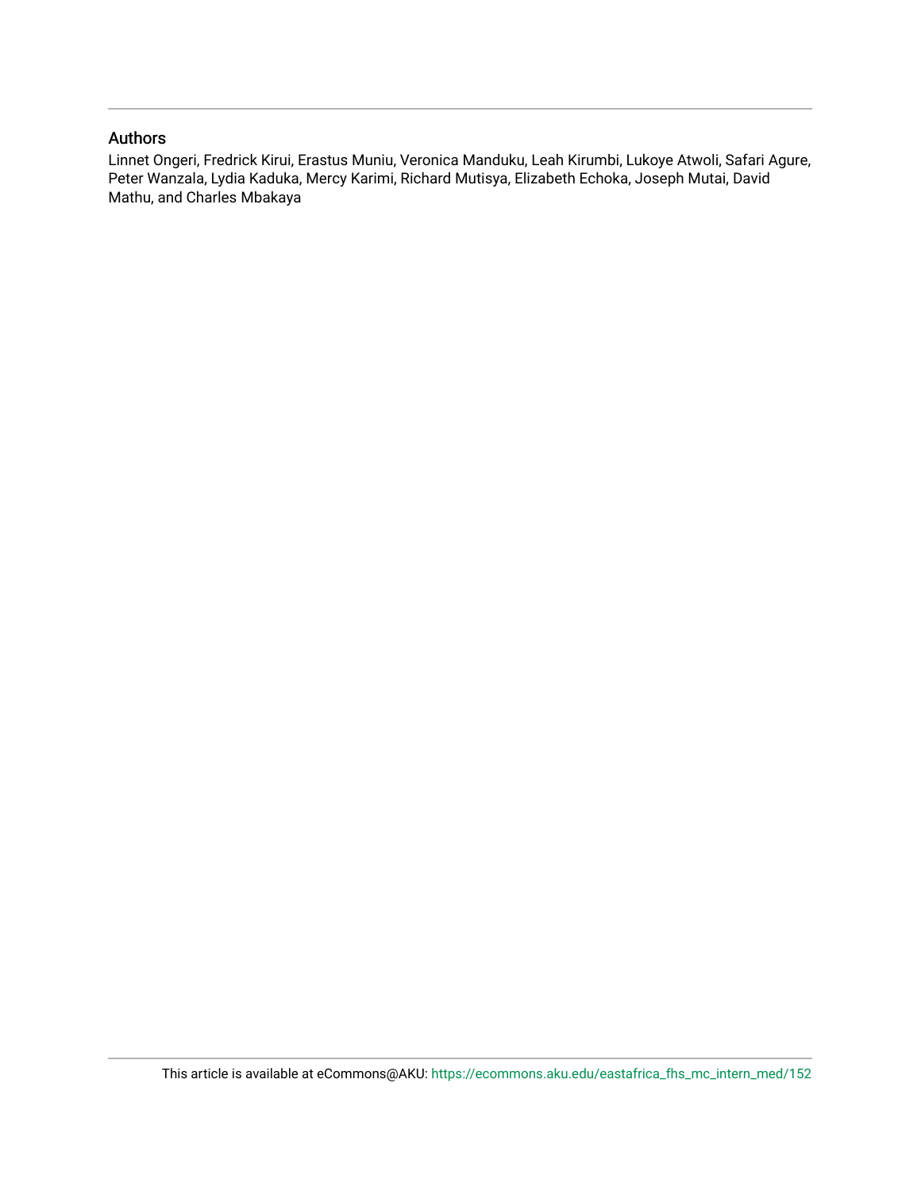## Authors

Linnet Ongeri, Fredrick Kirui, Erastus Muniu, Veronica Manduku, Leah Kirumbi, Lukoye Atwoli, Safari Agure, Peter Wanzala, Lydia Kaduka, Mercy Karimi, Richard Mutisya, Elizabeth Echoka, Joseph Mutai, David Mathu, and Charles Mbakaya

This article is available at eCommons@AKU: https://ecommons.aku.edu/eastafrica_fhs_mc_intern_med/152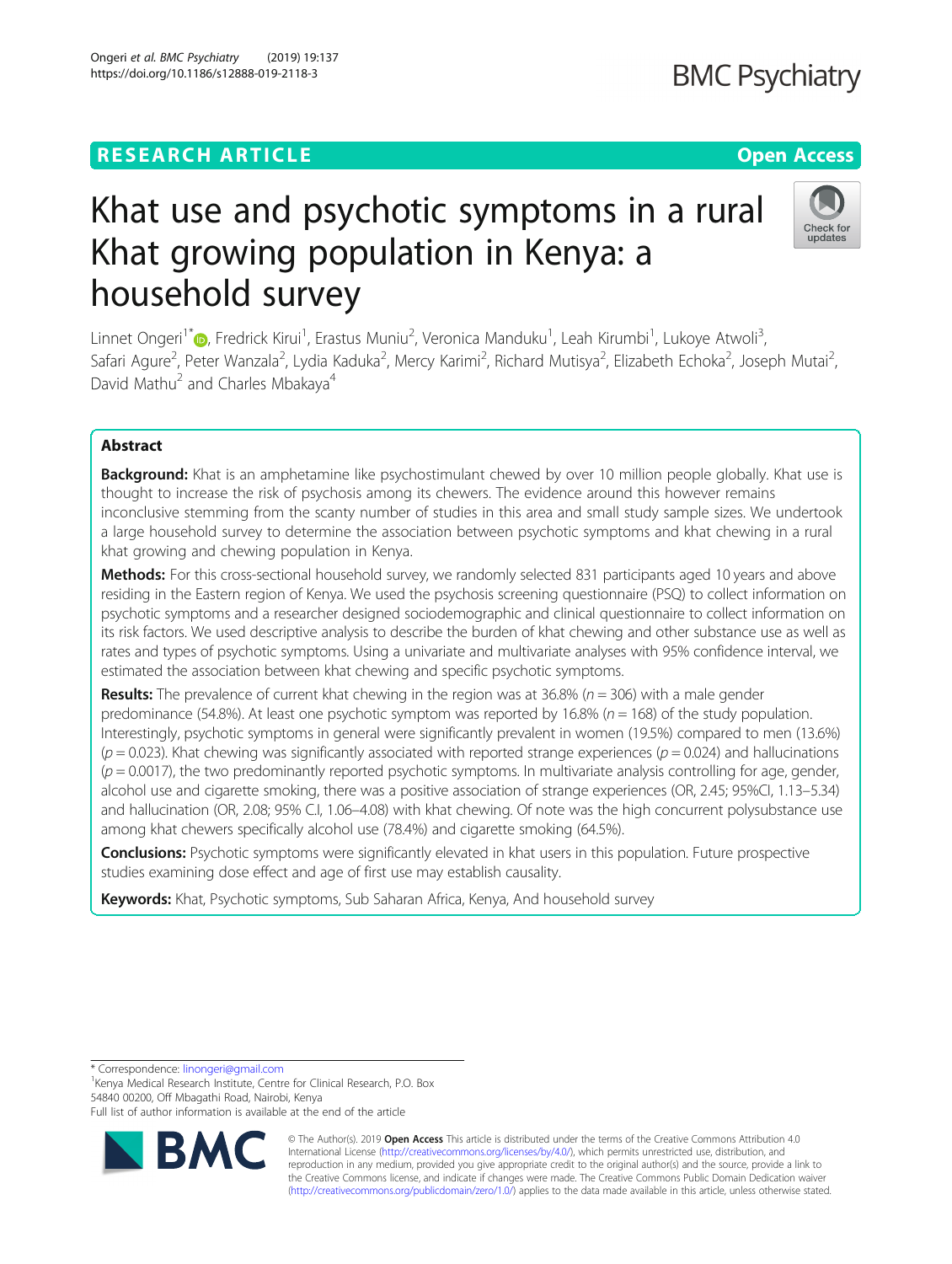# Khat use and psychotic symptoms in a rural Khat growing population in Kenya: a household survey

Linnet Ongeri[1*], Fredrick Kirui[1], Erastus Muniu[2], Veronica Manduku[1], Leah Kirumbi[1], Lukoye Atwoli[3], Safari Agure[2], Peter Wanzala[2], Lydia Kaduka[2], Mercy Karimi[2], Richard Mutisya[2], Elizabeth Echoka[2], Joseph Mutai[2], David Mathu[2] and Charles Mbakaya[4]

## Abstract

**Background:** Khat is an amphetamine like psychostimulant chewed by over 10 million people globally. Khat use is thought to increase the risk of psychosis among its chewers. The evidence around this however remains inconclusive stemming from the scanty number of studies in this area and small study sample sizes. We undertook a large household survey to determine the association between psychotic symptoms and khat chewing in a rural khat growing and chewing population in Kenya.

**Methods:** For this cross-sectional household survey, we randomly selected 831 participants aged 10 years and above residing in the Eastern region of Kenya. We used the psychosis screening questionnaire (PSQ) to collect information on psychotic symptoms and a researcher designed sociodemographic and clinical questionnaire to collect information on its risk factors. We used descriptive analysis to describe the burden of khat chewing and other substance use as well as rates and types of psychotic symptoms. Using a univariate and multivariate analyses with 95% confidence interval, we estimated the association between khat chewing and specific psychotic symptoms.

**Results:** The prevalence of current khat chewing in the region was at 36.8% ($n = 306$) with a male gender predominance (54.8%). At least one psychotic symptom was reported by 16.8% ($n = 168$) of the study population. Interestingly, psychotic symptoms in general were significantly prevalent in women (19.5%) compared to men (13.6%) ($p = 0.023$). Khat chewing was significantly associated with reported strange experiences ($p = 0.024$) and hallucinations ($p = 0.0017$), the two predominantly reported psychotic symptoms. In multivariate analysis controlling for age, gender, alcohol use and cigarette smoking, there was a positive association of strange experiences (OR, 2.45; 95%CI, 1.13–5.34) and hallucination (OR, 2.08; 95% C.I, 1.06–4.08) with khat chewing. Of note was the high concurrent polysubstance use among khat chewers specifically alcohol use (78.4%) and cigarette smoking (64.5%).

**Conclusions:** Psychotic symptoms were significantly elevated in khat users in this population. Future prospective studies examining dose effect and age of first use may establish causality.

**Keywords:** Khat, Psychotic symptoms, Sub Saharan Africa, Kenya, And household survey

---

\* Correspondence: linongeri@gmail.com
[1]Kenya Medical Research Institute, Centre for Clinical Research, P.O. Box 54840 00200, Off Mbagathi Road, Nairobi, Kenya
Full list of author information is available at the end of the article

© The Author(s). 2019 **Open Access** This article is distributed under the terms of the Creative Commons Attribution 4.0 International License (http://creativecommons.org/licenses/by/4.0/), which permits unrestricted use, distribution, and reproduction in any medium, provided you give appropriate credit to the original author(s) and the source, provide a link to the Creative Commons license, and indicate if changes were made. The Creative Commons Public Domain Dedication waiver (http://creativecommons.org/publicdomain/zero/1.0/) applies to the data made available in this article, unless otherwise stated.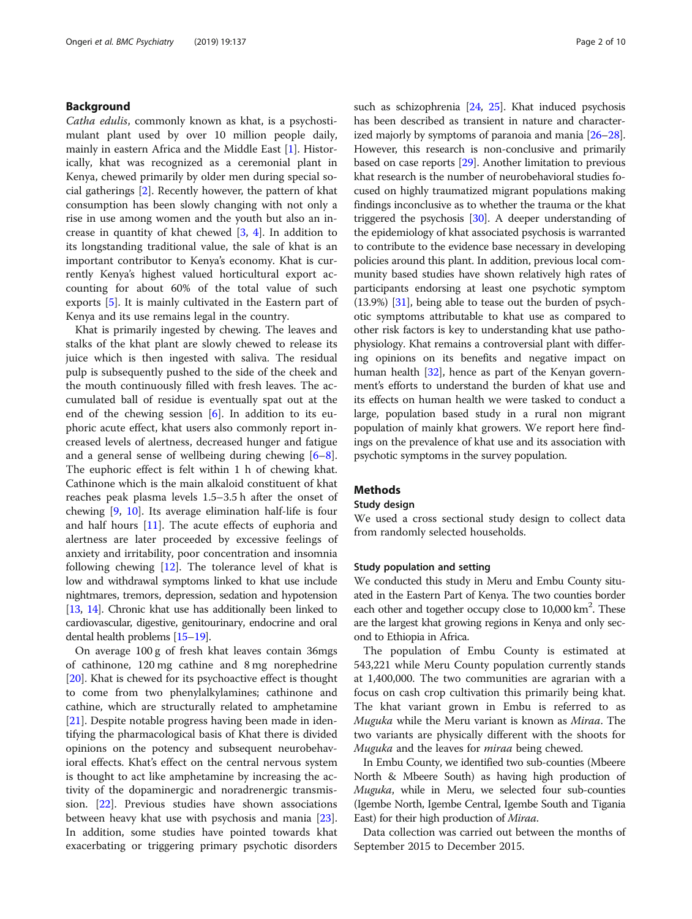## Background

*Catha edulis*, commonly known as khat, is a psychostimulant plant used by over 10 million people daily, mainly in eastern Africa and the Middle East [1]. Historically, khat was recognized as a ceremonial plant in Kenya, chewed primarily by older men during special social gatherings [2]. Recently however, the pattern of khat consumption has been slowly changing with not only a rise in use among women and the youth but also an increase in quantity of khat chewed [3, 4]. In addition to its longstanding traditional value, the sale of khat is an important contributor to Kenya's economy. Khat is currently Kenya's highest valued horticultural export accounting for about 60% of the total value of such exports [5]. It is mainly cultivated in the Eastern part of Kenya and its use remains legal in the country.

Khat is primarily ingested by chewing. The leaves and stalks of the khat plant are slowly chewed to release its juice which is then ingested with saliva. The residual pulp is subsequently pushed to the side of the cheek and the mouth continuously filled with fresh leaves. The accumulated ball of residue is eventually spat out at the end of the chewing session [6]. In addition to its euphoric acute effect, khat users also commonly report increased levels of alertness, decreased hunger and fatigue and a general sense of wellbeing during chewing [6–8]. The euphoric effect is felt within 1 h of chewing khat. Cathinone which is the main alkaloid constituent of khat reaches peak plasma levels 1.5–3.5 h after the onset of chewing [9, 10]. Its average elimination half-life is four and half hours [11]. The acute effects of euphoria and alertness are later proceeded by excessive feelings of anxiety and irritability, poor concentration and insomnia following chewing [12]. The tolerance level of khat is low and withdrawal symptoms linked to khat use include nightmares, tremors, depression, sedation and hypotension [13, 14]. Chronic khat use has additionally been linked to cardiovascular, digestive, genitourinary, endocrine and oral dental health problems [15–19].

On average 100 g of fresh khat leaves contain 36mgs of cathinone, 120 mg cathine and 8 mg norephedrine [20]. Khat is chewed for its psychoactive effect is thought to come from two phenylalkylamines; cathinone and cathine, which are structurally related to amphetamine [21]. Despite notable progress having been made in identifying the pharmacological basis of Khat there is divided opinions on the potency and subsequent neurobehavioral effects. Khat's effect on the central nervous system is thought to act like amphetamine by increasing the activity of the dopaminergic and noradrenergic transmission. [22]. Previous studies have shown associations between heavy khat use with psychosis and mania [23]. In addition, some studies have pointed towards khat exacerbating or triggering primary psychotic disorders such as schizophrenia [24, 25]. Khat induced psychosis has been described as transient in nature and characterized majorly by symptoms of paranoia and mania [26–28]. However, this research is non-conclusive and primarily based on case reports [29]. Another limitation to previous khat research is the number of neurobehavioral studies focused on highly traumatized migrant populations making findings inconclusive as to whether the trauma or the khat triggered the psychosis [30]. A deeper understanding of the epidemiology of khat associated psychosis is warranted to contribute to the evidence base necessary in developing policies around this plant. In addition, previous local community based studies have shown relatively high rates of participants endorsing at least one psychotic symptom (13.9%) [31], being able to tease out the burden of psychotic symptoms attributable to khat use as compared to other risk factors is key to understanding khat use pathophysiology. Khat remains a controversial plant with differing opinions on its benefits and negative impact on human health [32], hence as part of the Kenyan government's efforts to understand the burden of khat use and its effects on human health we were tasked to conduct a large, population based study in a rural non migrant population of mainly khat growers. We report here findings on the prevalence of khat use and its association with psychotic symptoms in the survey population.

## Methods

### Study design

We used a cross sectional study design to collect data from randomly selected households.

### Study population and setting

We conducted this study in Meru and Embu County situated in the Eastern Part of Kenya. The two counties border each other and together occupy close to 10,000 km$^2$. These are the largest khat growing regions in Kenya and only second to Ethiopia in Africa.

The population of Embu County is estimated at 543,221 while Meru County population currently stands at 1,400,000. The two communities are agrarian with a focus on cash crop cultivation this primarily being khat. The khat variant grown in Embu is referred to as *Muguka* while the Meru variant is known as *Miraa*. The two variants are physically different with the shoots for *Muguka* and the leaves for *miraa* being chewed.

In Embu County, we identified two sub-counties (Mbeere North & Mbeere South) as having high production of *Muguka*, while in Meru, we selected four sub-counties (Igembe North, Igembe Central, Igembe South and Tigania East) for their high production of *Miraa*.

Data collection was carried out between the months of September 2015 to December 2015.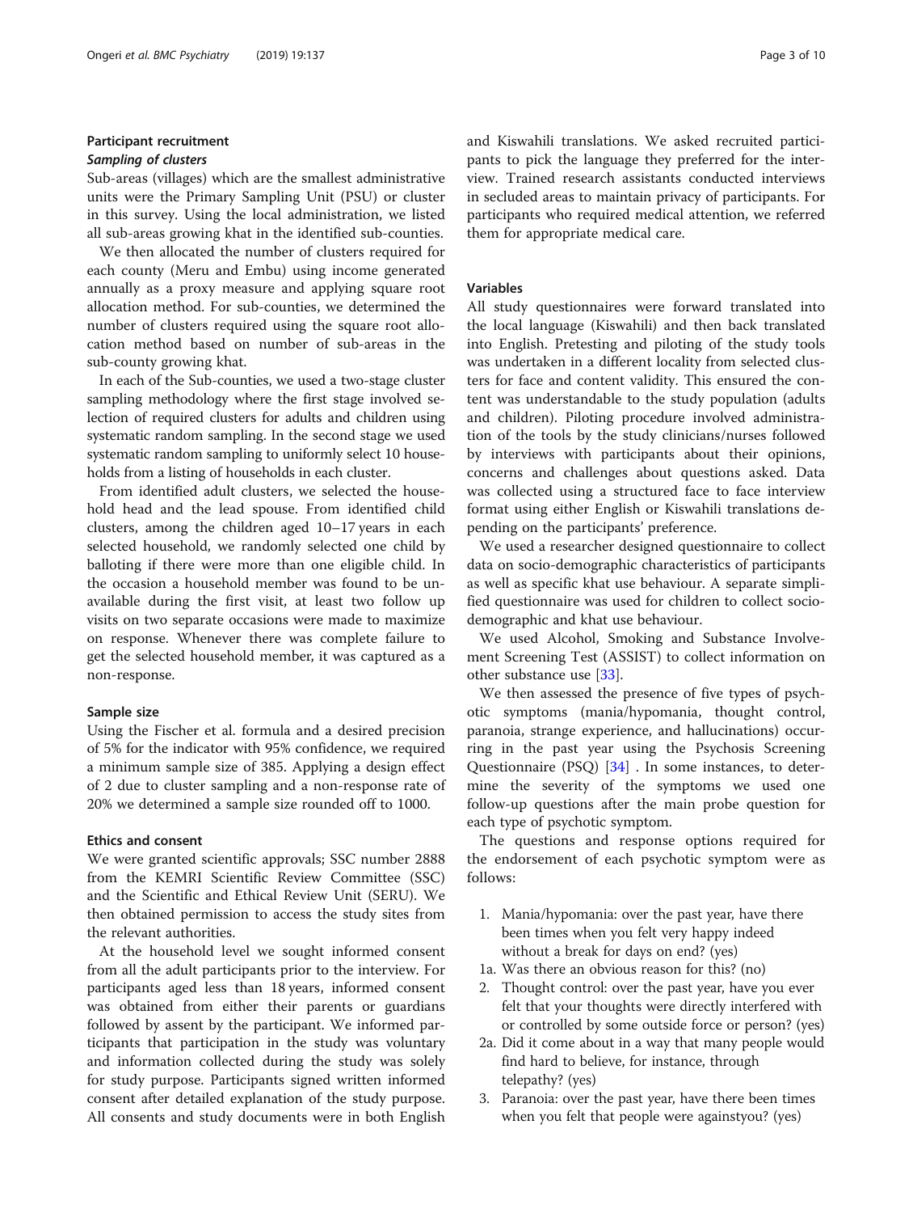## Participant recruitment

### *Sampling of clusters*

Sub-areas (villages) which are the smallest administrative units were the Primary Sampling Unit (PSU) or cluster in this survey. Using the local administration, we listed all sub-areas growing khat in the identified sub-counties.

We then allocated the number of clusters required for each county (Meru and Embu) using income generated annually as a proxy measure and applying square root allocation method. For sub-counties, we determined the number of clusters required using the square root allocation method based on number of sub-areas in the sub-county growing khat.

In each of the Sub-counties, we used a two-stage cluster sampling methodology where the first stage involved selection of required clusters for adults and children using systematic random sampling. In the second stage we used systematic random sampling to uniformly select 10 households from a listing of households in each cluster.

From identified adult clusters, we selected the household head and the lead spouse. From identified child clusters, among the children aged 10–17 years in each selected household, we randomly selected one child by balloting if there were more than one eligible child. In the occasion a household member was found to be unavailable during the first visit, at least two follow up visits on two separate occasions were made to maximize on response. Whenever there was complete failure to get the selected household member, it was captured as a non-response.

### Sample size

Using the Fischer et al. formula and a desired precision of 5% for the indicator with 95% confidence, we required a minimum sample size of 385. Applying a design effect of 2 due to cluster sampling and a non-response rate of 20% we determined a sample size rounded off to 1000.

### Ethics and consent

We were granted scientific approvals; SSC number 2888 from the KEMRI Scientific Review Committee (SSC) and the Scientific and Ethical Review Unit (SERU). We then obtained permission to access the study sites from the relevant authorities.

At the household level we sought informed consent from all the adult participants prior to the interview. For participants aged less than 18 years, informed consent was obtained from either their parents or guardians followed by assent by the participant. We informed participants that participation in the study was voluntary and information collected during the study was solely for study purpose. Participants signed written informed consent after detailed explanation of the study purpose. All consents and study documents were in both English and Kiswahili translations. We asked recruited participants to pick the language they preferred for the interview. Trained research assistants conducted interviews in secluded areas to maintain privacy of participants. For participants who required medical attention, we referred them for appropriate medical care.

### Variables

All study questionnaires were forward translated into the local language (Kiswahili) and then back translated into English. Pretesting and piloting of the study tools was undertaken in a different locality from selected clusters for face and content validity. This ensured the content was understandable to the study population (adults and children). Piloting procedure involved administration of the tools by the study clinicians/nurses followed by interviews with participants about their opinions, concerns and challenges about questions asked. Data was collected using a structured face to face interview format using either English or Kiswahili translations depending on the participants' preference.

We used a researcher designed questionnaire to collect data on socio-demographic characteristics of participants as well as specific khat use behaviour. A separate simplified questionnaire was used for children to collect socio-demographic and khat use behaviour.

We used Alcohol, Smoking and Substance Involvement Screening Test (ASSIST) to collect information on other substance use [33].

We then assessed the presence of five types of psychotic symptoms (mania/hypomania, thought control, paranoia, strange experience, and hallucinations) occurring in the past year using the Psychosis Screening Questionnaire (PSQ) [34] . In some instances, to determine the severity of the symptoms we used one follow-up questions after the main probe question for each type of psychotic symptom.

The questions and response options required for the endorsement of each psychotic symptom were as follows:

1. Mania/hypomania: over the past year, have there been times when you felt very happy indeed without a break for days on end? (yes)

1a. Was there an obvious reason for this? (no)

2. Thought control: over the past year, have you ever felt that your thoughts were directly interfered with or controlled by some outside force or person? (yes)

2a. Did it come about in a way that many people would find hard to believe, for instance, through telepathy? (yes)

3. Paranoia: over the past year, have there been times when you felt that people were againstyou? (yes)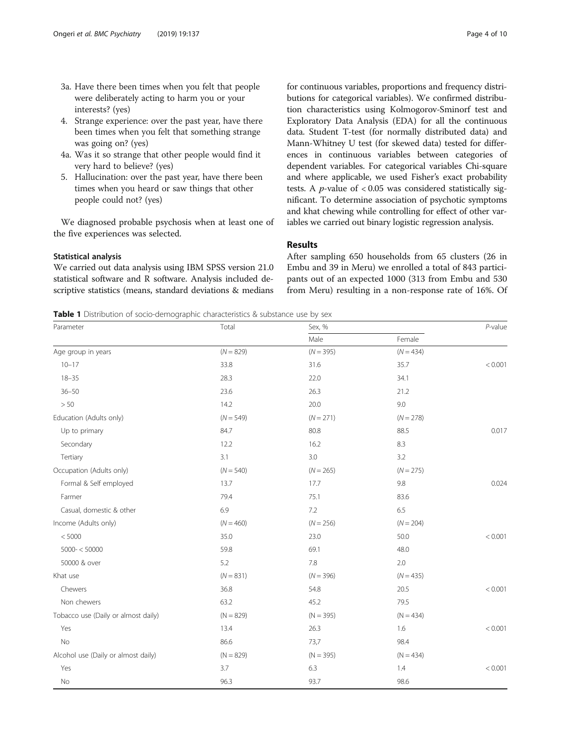3a. Have there been times when you felt that people were deliberately acting to harm you or your interests? (yes)
4. Strange experience: over the past year, have there been times when you felt that something strange was going on? (yes)
4a. Was it so strange that other people would find it very hard to believe? (yes)
5. Hallucination: over the past year, have there been times when you heard or saw things that other people could not? (yes)

We diagnosed probable psychosis when at least one of the five experiences was selected.

### Statistical analysis

We carried out data analysis using IBM SPSS version 21.0 statistical software and R software. Analysis included descriptive statistics (means, standard deviations & medians for continuous variables, proportions and frequency distributions for categorical variables). We confirmed distribution characteristics using Kolmogorov-Sminorf test and Exploratory Data Analysis (EDA) for all the continuous data. Student T-test (for normally distributed data) and Mann-Whitney U test (for skewed data) tested for differences in continuous variables between categories of dependent variables. For categorical variables Chi-square and where applicable, we used Fisher's exact probability tests. A $p$-value of $< 0.05$ was considered statistically significant. To determine association of psychotic symptoms and khat chewing while controlling for effect of other variables we carried out binary logistic regression analysis.

## Results

After sampling 650 households from 65 clusters (26 in Embu and 39 in Meru) we enrolled a total of 843 participants out of an expected 1000 (313 from Embu and 530 from Meru) resulting in a non-response rate of 16%. Of

**Table 1** Distribution of socio-demographic characteristics & substance use by sex

| Parameter | Total | Sex, % | | *P*-value |
|---|---|---|---|---|
| | | Male | Female | |
| Age group in years | (*N* = 829) | (*N* = 395) | (*N* = 434) | |
| 10–17 | 33.8 | 31.6 | 35.7 | < 0.001 |
| 18–35 | 28.3 | 22.0 | 34.1 | |
| 36–50 | 23.6 | 26.3 | 21.2 | |
| > 50 | 14.2 | 20.0 | 9.0 | |
| Education (Adults only) | (*N* = 549) | (*N* = 271) | (*N* = 278) | |
| Up to primary | 84.7 | 80.8 | 88.5 | 0.017 |
| Secondary | 12.2 | 16.2 | 8.3 | |
| Tertiary | 3.1 | 3.0 | 3.2 | |
| Occupation (Adults only) | (*N* = 540) | (*N* = 265) | (*N* = 275) | |
| Formal & Self employed | 13.7 | 17.7 | 9.8 | 0.024 |
| Farmer | 79.4 | 75.1 | 83.6 | |
| Casual, domestic & other | 6.9 | 7.2 | 6.5 | |
| Income (Adults only) | (*N* = 460) | (*N* = 256) | (*N* = 204) | |
| < 5000 | 35.0 | 23.0 | 50.0 | < 0.001 |
| 5000- < 50000 | 59.8 | 69.1 | 48.0 | |
| 50000 & over | 5.2 | 7.8 | 2.0 | |
| Khat use | (*N* = 831) | (*N* = 396) | (*N* = 435) | |
| Chewers | 36.8 | 54.8 | 20.5 | < 0.001 |
| Non chewers | 63.2 | 45.2 | 79.5 | |
| Tobacco use (Daily or almost daily) | (N = 829) | (N = 395) | (N = 434) | |
| Yes | 13.4 | 26.3 | 1.6 | < 0.001 |
| No | 86.6 | 73,7 | 98.4 | |
| Alcohol use (Daily or almost daily) | (N = 829) | (N = 395) | (N = 434) | |
| Yes | 3.7 | 6.3 | 1.4 | < 0.001 |
| No | 96.3 | 93.7 | 98.6 | |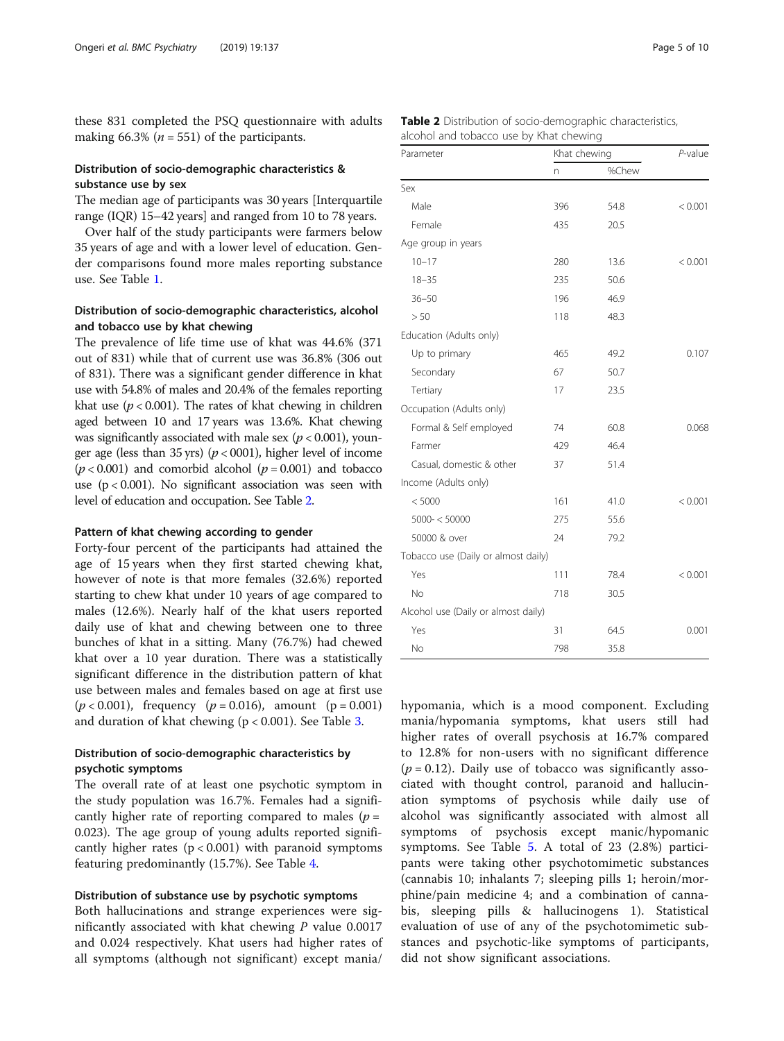these 831 completed the PSQ questionnaire with adults making 66.3% ($n = 551$) of the participants.

### Distribution of socio-demographic characteristics & substance use by sex

The median age of participants was 30 years [Interquartile range (IQR) 15–42 years] and ranged from 10 to 78 years.

Over half of the study participants were farmers below 35 years of age and with a lower level of education. Gender comparisons found more males reporting substance use. See Table 1.

### Distribution of socio-demographic characteristics, alcohol and tobacco use by khat chewing

The prevalence of life time use of khat was 44.6% (371 out of 831) while that of current use was 36.8% (306 out of 831). There was a significant gender difference in khat use with 54.8% of males and 20.4% of the females reporting khat use ($p < 0.001$). The rates of khat chewing in children aged between 10 and 17 years was 13.6%. Khat chewing was significantly associated with male sex ($p < 0.001$), younger age (less than 35 yrs) ($p < 0001$), higher level of income ($p < 0.001$) and comorbid alcohol ($p = 0.001$) and tobacco use ($p < 0.001$). No significant association was seen with level of education and occupation. See Table 2.

### Pattern of khat chewing according to gender

Forty-four percent of the participants had attained the age of 15 years when they first started chewing khat, however of note is that more females (32.6%) reported starting to chew khat under 10 years of age compared to males (12.6%). Nearly half of the khat users reported daily use of khat and chewing between one to three bunches of khat in a sitting. Many (76.7%) had chewed khat over a 10 year duration. There was a statistically significant difference in the distribution pattern of khat use between males and females based on age at first use ($p < 0.001$), frequency ($p = 0.016$), amount ($p = 0.001$) and duration of khat chewing ($p < 0.001$). See Table 3.

### Distribution of socio-demographic characteristics by psychotic symptoms

The overall rate of at least one psychotic symptom in the study population was 16.7%. Females had a significantly higher rate of reporting compared to males ($p = 0.023$). The age group of young adults reported significantly higher rates ($p < 0.001$) with paranoid symptoms featuring predominantly (15.7%). See Table 4.

### Distribution of substance use by psychotic symptoms

Both hallucinations and strange experiences were significantly associated with khat chewing $P$ value 0.0017 and 0.024 respectively. Khat users had higher rates of all symptoms (although not significant) except mania/hypomania, which is a mood component. Excluding mania/hypomania symptoms, khat users still had higher rates of overall psychosis at 16.7% compared to 12.8% for non-users with no significant difference ($p = 0.12$). Daily use of tobacco was significantly associated with thought control, paranoid and hallucination symptoms of psychosis while daily use of alcohol was significantly associated with almost all symptoms of psychosis except manic/hypomanic symptoms. See Table 5. A total of 23 (2.8%) participants were taking other psychotomimetic substances (cannabis 10; inhalants 7; sleeping pills 1; heroin/morphine/pain medicine 4; and a combination of cannabis, sleeping pills & hallucinogens 1). Statistical evaluation of use of any of the psychotomimetic substances and psychotic-like symptoms of participants, did not show significant associations.

**Table 2** Distribution of socio-demographic characteristics, alcohol and tobacco use by Khat chewing

| Parameter | Khat chewing | | *P*-value |
|---|---|---|---|
| | n | %Chew | |
| Sex | | | |
| Male | 396 | 54.8 | < 0.001 |
| Female | 435 | 20.5 | |
| Age group in years | | | |
| 10–17 | 280 | 13.6 | < 0.001 |
| 18–35 | 235 | 50.6 | |
| 36–50 | 196 | 46.9 | |
| > 50 | 118 | 48.3 | |
| Education (Adults only) | | | |
| Up to primary | 465 | 49.2 | 0.107 |
| Secondary | 67 | 50.7 | |
| Tertiary | 17 | 23.5 | |
| Occupation (Adults only) | | | |
| Formal & Self employed | 74 | 60.8 | 0.068 |
| Farmer | 429 | 46.4 | |
| Casual, domestic & other | 37 | 51.4 | |
| Income (Adults only) | | | |
| < 5000 | 161 | 41.0 | < 0.001 |
| 5000- < 50000 | 275 | 55.6 | |
| 50000 & over | 24 | 79.2 | |
| Tobacco use (Daily or almost daily) | | | |
| Yes | 111 | 78.4 | < 0.001 |
| No | 718 | 30.5 | |
| Alcohol use (Daily or almost daily) | | | |
| Yes | 31 | 64.5 | 0.001 |
| No | 798 | 35.8 | |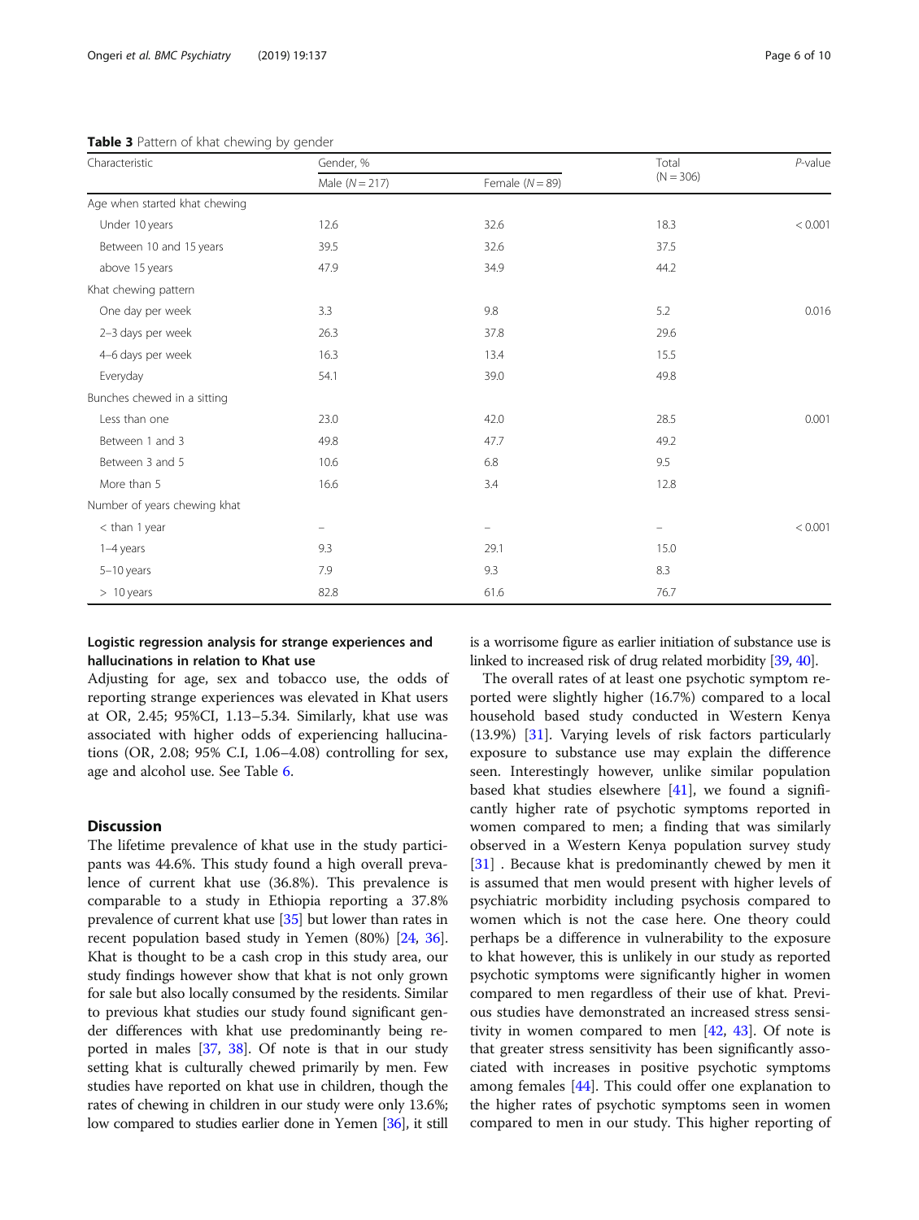**Table 3** Pattern of khat chewing by gender

| Characteristic | Gender, % | | Total (N = 306) | *P*-value |
|---|---|---|---|---|
| | Male (*N* = 217) | Female (*N* = 89) | | |
| Age when started khat chewing | | | | |
| Under 10 years | 12.6 | 32.6 | 18.3 | < 0.001 |
| Between 10 and 15 years | 39.5 | 32.6 | 37.5 | |
| above 15 years | 47.9 | 34.9 | 44.2 | |
| Khat chewing pattern | | | | |
| One day per week | 3.3 | 9.8 | 5.2 | 0.016 |
| 2–3 days per week | 26.3 | 37.8 | 29.6 | |
| 4–6 days per week | 16.3 | 13.4 | 15.5 | |
| Everyday | 54.1 | 39.0 | 49.8 | |
| Bunches chewed in a sitting | | | | |
| Less than one | 23.0 | 42.0 | 28.5 | 0.001 |
| Between 1 and 3 | 49.8 | 47.7 | 49.2 | |
| Between 3 and 5 | 10.6 | 6.8 | 9.5 | |
| More than 5 | 16.6 | 3.4 | 12.8 | |
| Number of years chewing khat | | | | |
| < than 1 year | – | – | – | < 0.001 |
| 1–4 years | 9.3 | 29.1 | 15.0 | |
| 5–10 years | 7.9 | 9.3 | 8.3 | |
| > 10 years | 82.8 | 61.6 | 76.7 | |

### Logistic regression analysis for strange experiences and hallucinations in relation to Khat use

Adjusting for age, sex and tobacco use, the odds of reporting strange experiences was elevated in Khat users at OR, 2.45; 95%CI, 1.13–5.34. Similarly, khat use was associated with higher odds of experiencing hallucinations (OR, 2.08; 95% C.I, 1.06–4.08) controlling for sex, age and alcohol use. See Table 6.

## Discussion

The lifetime prevalence of khat use in the study participants was 44.6%. This study found a high overall prevalence of current khat use (36.8%). This prevalence is comparable to a study in Ethiopia reporting a 37.8% prevalence of current khat use [35] but lower than rates in recent population based study in Yemen (80%) [24, 36]. Khat is thought to be a cash crop in this study area, our study findings however show that khat is not only grown for sale but also locally consumed by the residents. Similar to previous khat studies our study found significant gender differences with khat use predominantly being reported in males [37, 38]. Of note is that in our study setting khat is culturally chewed primarily by men. Few studies have reported on khat use in children, though the rates of chewing in children in our study were only 13.6%; low compared to studies earlier done in Yemen [36], it still is a worrisome figure as earlier initiation of substance use is linked to increased risk of drug related morbidity [39, 40].

The overall rates of at least one psychotic symptom reported were slightly higher (16.7%) compared to a local household based study conducted in Western Kenya (13.9%) [31]. Varying levels of risk factors particularly exposure to substance use may explain the difference seen. Interestingly however, unlike similar population based khat studies elsewhere [41], we found a significantly higher rate of psychotic symptoms reported in women compared to men; a finding that was similarly observed in a Western Kenya population survey study [31] . Because khat is predominantly chewed by men it is assumed that men would present with higher levels of psychiatric morbidity including psychosis compared to women which is not the case here. One theory could perhaps be a difference in vulnerability to the exposure to khat however, this is unlikely in our study as reported psychotic symptoms were significantly higher in women compared to men regardless of their use of khat. Previous studies have demonstrated an increased stress sensitivity in women compared to men [42, 43]. Of note is that greater stress sensitivity has been significantly associated with increases in positive psychotic symptoms among females [44]. This could offer one explanation to the higher rates of psychotic symptoms seen in women compared to men in our study. This higher reporting of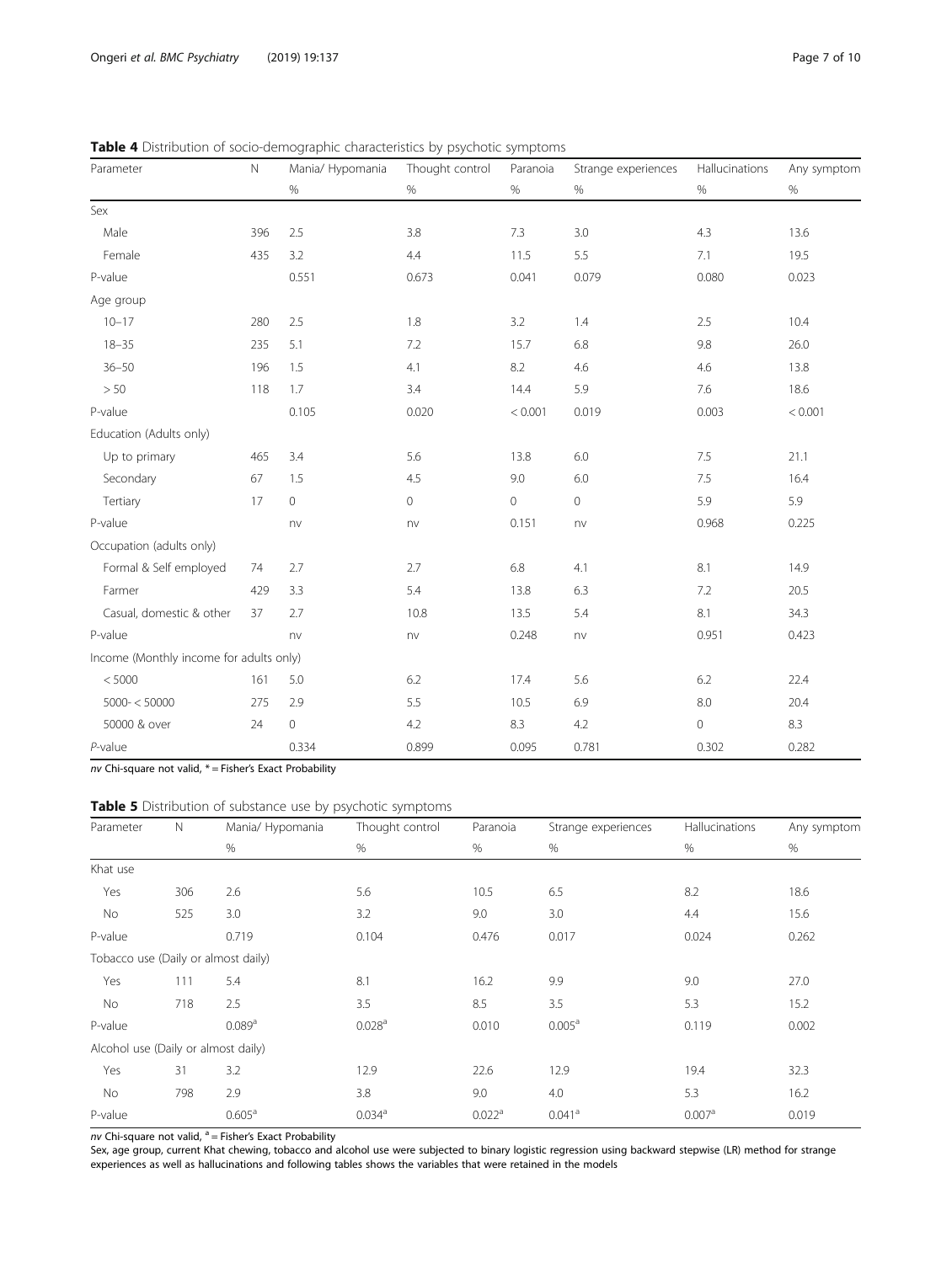**Table 4** Distribution of socio-demographic characteristics by psychotic symptoms

| Parameter | N | Mania/ Hypomania | Thought control | Paranoia | Strange experiences | Hallucinations | Any symptom |
|---|---|---|---|---|---|---|---|
| | | % | % | % | % | % | % |
| Sex | | | | | | | |
| Male | 396 | 2.5 | 3.8 | 7.3 | 3.0 | 4.3 | 13.6 |
| Female | 435 | 3.2 | 4.4 | 11.5 | 5.5 | 7.1 | 19.5 |
| P-value | | 0.551 | 0.673 | 0.041 | 0.079 | 0.080 | 0.023 |
| Age group | | | | | | | |
| 10–17 | 280 | 2.5 | 1.8 | 3.2 | 1.4 | 2.5 | 10.4 |
| 18–35 | 235 | 5.1 | 7.2 | 15.7 | 6.8 | 9.8 | 26.0 |
| 36–50 | 196 | 1.5 | 4.1 | 8.2 | 4.6 | 4.6 | 13.8 |
| > 50 | 118 | 1.7 | 3.4 | 14.4 | 5.9 | 7.6 | 18.6 |
| P-value | | 0.105 | 0.020 | < 0.001 | 0.019 | 0.003 | < 0.001 |
| Education (Adults only) | | | | | | | |
| Up to primary | 465 | 3.4 | 5.6 | 13.8 | 6.0 | 7.5 | 21.1 |
| Secondary | 67 | 1.5 | 4.5 | 9.0 | 6.0 | 7.5 | 16.4 |
| Tertiary | 17 | 0 | 0 | 0 | 0 | 5.9 | 5.9 |
| P-value | | nv | nv | 0.151 | nv | 0.968 | 0.225 |
| Occupation (adults only) | | | | | | | |
| Formal & Self employed | 74 | 2.7 | 2.7 | 6.8 | 4.1 | 8.1 | 14.9 |
| Farmer | 429 | 3.3 | 5.4 | 13.8 | 6.3 | 7.2 | 20.5 |
| Casual, domestic & other | 37 | 2.7 | 10.8 | 13.5 | 5.4 | 8.1 | 34.3 |
| P-value | | nv | nv | 0.248 | nv | 0.951 | 0.423 |
| Income (Monthly income for adults only) | | | | | | | |
| < 5000 | 161 | 5.0 | 6.2 | 17.4 | 5.6 | 6.2 | 22.4 |
| 5000- < 50000 | 275 | 2.9 | 5.5 | 10.5 | 6.9 | 8.0 | 20.4 |
| 50000 & over | 24 | 0 | 4.2 | 8.3 | 4.2 | 0 | 8.3 |
| *P*-value | | 0.334 | 0.899 | 0.095 | 0.781 | 0.302 | 0.282 |

*nv* Chi-square not valid, * = Fisher's Exact Probability

**Table 5** Distribution of substance use by psychotic symptoms

| Parameter | N | Mania/ Hypomania | Thought control | Paranoia | Strange experiences | Hallucinations | Any symptom |
|---|---|---|---|---|---|---|---|
| | | % | % | % | % | % | % |
| Khat use | | | | | | | |
| Yes | 306 | 2.6 | 5.6 | 10.5 | 6.5 | 8.2 | 18.6 |
| No | 525 | 3.0 | 3.2 | 9.0 | 3.0 | 4.4 | 15.6 |
| P-value | | 0.719 | 0.104 | 0.476 | 0.017 | 0.024 | 0.262 |
| Tobacco use (Daily or almost daily) | | | | | | | |
| Yes | 111 | 5.4 | 8.1 | 16.2 | 9.9 | 9.0 | 27.0 |
| No | 718 | 2.5 | 3.5 | 8.5 | 3.5 | 5.3 | 15.2 |
| P-value | | 0.089[a] | 0.028[a] | 0.010 | 0.005[a] | 0.119 | 0.002 |
| Alcohol use (Daily or almost daily) | | | | | | | |
| Yes | 31 | 3.2 | 12.9 | 22.6 | 12.9 | 19.4 | 32.3 |
| No | 798 | 2.9 | 3.8 | 9.0 | 4.0 | 5.3 | 16.2 |
| P-value | | 0.605[a] | 0.034[a] | 0.022[a] | 0.041[a] | 0.007[a] | 0.019 |

*nv* Chi-square not valid, [a] = Fisher's Exact Probability

Sex, age group, current Khat chewing, tobacco and alcohol use were subjected to binary logistic regression using backward stepwise (LR) method for strange experiences as well as hallucinations and following tables shows the variables that were retained in the models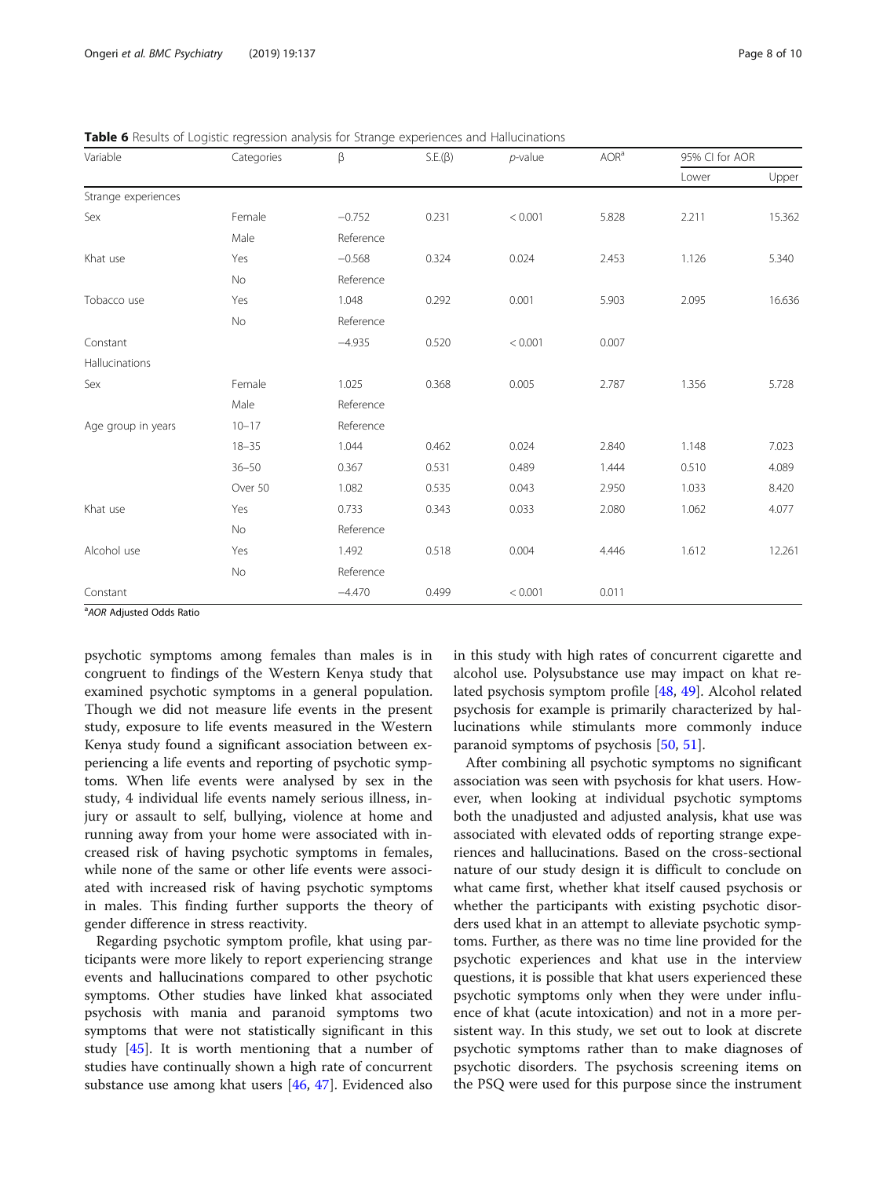**Table 6** Results of Logistic regression analysis for Strange experiences and Hallucinations

| Variable | Categories | β | S.E.(β) | *p*-value | AOR[a] | 95% CI for AOR | |
|---|---|---|---|---|---|---|---|
| | | | | | | Lower | Upper |
| Strange experiences | | | | | | | |
| Sex | Female | −0.752 | 0.231 | < 0.001 | 5.828 | 2.211 | 15.362 |
| | Male | Reference | | | | | |
| Khat use | Yes | −0.568 | 0.324 | 0.024 | 2.453 | 1.126 | 5.340 |
| | No | Reference | | | | | |
| Tobacco use | Yes | 1.048 | 0.292 | 0.001 | 5.903 | 2.095 | 16.636 |
| | No | Reference | | | | | |
| Constant | | −4.935 | 0.520 | < 0.001 | 0.007 | | |
| Hallucinations | | | | | | | |
| Sex | Female | 1.025 | 0.368 | 0.005 | 2.787 | 1.356 | 5.728 |
| | Male | Reference | | | | | |
| Age group in years | 10–17 | Reference | | | | | |
| | 18–35 | 1.044 | 0.462 | 0.024 | 2.840 | 1.148 | 7.023 |
| | 36–50 | 0.367 | 0.531 | 0.489 | 1.444 | 0.510 | 4.089 |
| | Over 50 | 1.082 | 0.535 | 0.043 | 2.950 | 1.033 | 8.420 |
| Khat use | Yes | 0.733 | 0.343 | 0.033 | 2.080 | 1.062 | 4.077 |
| | No | Reference | | | | | |
| Alcohol use | Yes | 1.492 | 0.518 | 0.004 | 4.446 | 1.612 | 12.261 |
| | No | Reference | | | | | |
| Constant | | −4.470 | 0.499 | < 0.001 | 0.011 | | |

[a]*AOR* Adjusted Odds Ratio

psychotic symptoms among females than males is in congruent to findings of the Western Kenya study that examined psychotic symptoms in a general population. Though we did not measure life events in the present study, exposure to life events measured in the Western Kenya study found a significant association between experiencing a life events and reporting of psychotic symptoms. When life events were analysed by sex in the study, 4 individual life events namely serious illness, injury or assault to self, bullying, violence at home and running away from your home were associated with increased risk of having psychotic symptoms in females, while none of the same or other life events were associated with increased risk of having psychotic symptoms in males. This finding further supports the theory of gender difference in stress reactivity.

Regarding psychotic symptom profile, khat using participants were more likely to report experiencing strange events and hallucinations compared to other psychotic symptoms. Other studies have linked khat associated psychosis with mania and paranoid symptoms two symptoms that were not statistically significant in this study [45]. It is worth mentioning that a number of studies have continually shown a high rate of concurrent substance use among khat users [46, 47]. Evidenced also in this study with high rates of concurrent cigarette and alcohol use. Polysubstance use may impact on khat related psychosis symptom profile [48, 49]. Alcohol related psychosis for example is primarily characterized by hallucinations while stimulants more commonly induce paranoid symptoms of psychosis [50, 51].

After combining all psychotic symptoms no significant association was seen with psychosis for khat users. However, when looking at individual psychotic symptoms both the unadjusted and adjusted analysis, khat use was associated with elevated odds of reporting strange experiences and hallucinations. Based on the cross-sectional nature of our study design it is difficult to conclude on what came first, whether khat itself caused psychosis or whether the participants with existing psychotic disorders used khat in an attempt to alleviate psychotic symptoms. Further, as there was no time line provided for the psychotic experiences and khat use in the interview questions, it is possible that khat users experienced these psychotic symptoms only when they were under influence of khat (acute intoxication) and not in a more persistent way. In this study, we set out to look at discrete psychotic symptoms rather than to make diagnoses of psychotic disorders. The psychosis screening items on the PSQ were used for this purpose since the instrument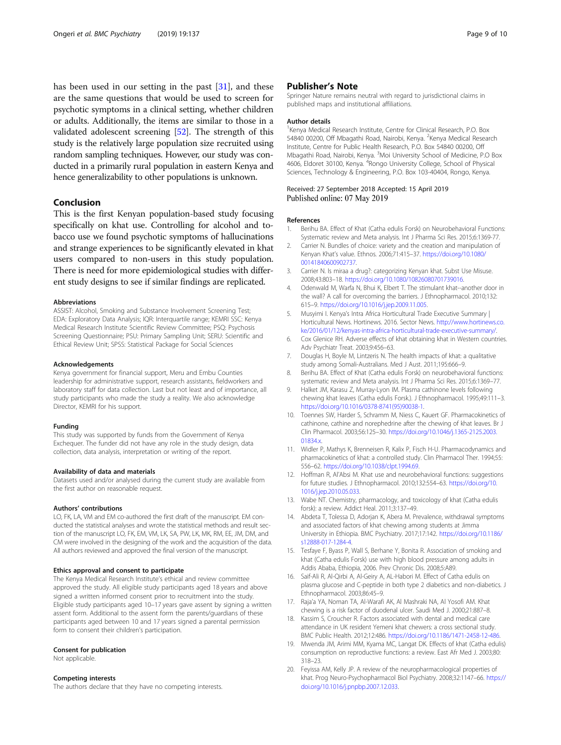has been used in our setting in the past [31], and these are the same questions that would be used to screen for psychotic symptoms in a clinical setting, whether children or adults. Additionally, the items are similar to those in a validated adolescent screening [52]. The strength of this study is the relatively large population size recruited using random sampling techniques. However, our study was conducted in a primarily rural population in eastern Kenya and hence generalizability to other populations is unknown.

## Conclusion

This is the first Kenyan population-based study focusing specifically on khat use. Controlling for alcohol and tobacco use we found psychotic symptoms of hallucinations and strange experiences to be significantly elevated in khat users compared to non-users in this study population. There is need for more epidemiological studies with different study designs to see if similar findings are replicated.

#### Abbreviations

ASSIST: Alcohol, Smoking and Substance Involvement Screening Test; EDA: Exploratory Data Analysis; IQR: Interquartile range; KEMRI SSC: Kenya Medical Research Institute Scientific Review Committee; PSQ: Psychosis Screening Questionnaire; PSU: Primary Sampling Unit; SERU: Scientific and Ethical Review Unit; SPSS: Statistical Package for Social Sciences

#### Acknowledgements

Kenya government for financial support, Meru and Embu Counties leadership for administrative support, research assistants, fieldworkers and laboratory staff for data collection. Last but not least and of importance, all study participants who made the study a reality. We also acknowledge Director, KEMRI for his support.

#### Funding

This study was supported by funds from the Government of Kenya Exchequer. The funder did not have any role in the study design, data collection, data analysis, interpretation or writing of the report.

#### Availability of data and materials

Datasets used and/or analysed during the current study are available from the first author on reasonable request.

#### Authors' contributions

LO, FK, LA, VM and EM co-authored the first draft of the manuscript. EM conducted the statistical analyses and wrote the statistical methods and result section of the manuscript LO, FK, EM, VM, LK, SA, PW, LK, MK, RM, EE, JM, DM, and CM were involved in the designing of the work and the acquisition of the data. All authors reviewed and approved the final version of the manuscript.

#### Ethics approval and consent to participate

The Kenya Medical Research Institute's ethical and review committee approved the study. All eligible study participants aged 18 years and above signed a written informed consent prior to recruitment into the study. Eligible study participants aged 10–17 years gave assent by signing a written assent form. Additional to the assent form the parents/guardians of these participants aged between 10 and 17 years signed a parental permission form to consent their children's participation.

#### Consent for publication

Not applicable.

#### Competing interests

The authors declare that they have no competing interests.

## Publisher's Note

Springer Nature remains neutral with regard to jurisdictional claims in published maps and institutional affiliations.

#### Author details

[1]Kenya Medical Research Institute, Centre for Clinical Research, P.O. Box 54840 00200, Off Mbagathi Road, Nairobi, Kenya. [2]Kenya Medical Research Institute, Centre for Public Health Research, P.O. Box 54840 00200, Off Mbagathi Road, Nairobi, Kenya. [3]Moi University School of Medicine, P.O Box 4606, Eldoret 30100, Kenya. [4]Rongo University College, School of Physical Sciences, Technology & Engineering, P.O. Box 103-40404, Rongo, Kenya.

Received: 27 September 2018 Accepted: 15 April 2019
Published online: 07 May 2019

#### References

1. Berihu BA. Effect of Khat (Catha edulis Forsk) on Neurobehavioral Functions: Systematic review and Meta analysis. Int J Pharma Sci Res. 2015;6:1369-77.
2. Carrier N. Bundles of choice: variety and the creation and manipulation of Kenyan Khat's value. Ethnos. 2006;71:415–37. https://doi.org/10.1080/00141840600902737.
3. Carrier N. Is miraa a drug?: categorizing Kenyan khat. Subst Use Misuse. 2008;43:803–18. https://doi.org/10.1080/10826080701739016.
4. Odenwald M, Warfa N, Bhui K, Elbert T. The stimulant khat--another door in the wall? A call for overcoming the barriers. J Ethnopharmacol. 2010;132:615–9. https://doi.org/10.1016/j.jep.2009.11.005.
5. Musyimi I. Kenya's Intra Africa Horticultural Trade Executive Summary | Horticultural News. Hortinews. 2016. Sector News. http://www.hortinews.co.ke/2016/01/12/kenyas-intra-africa-horticultural-trade-executive-summary/.
6. Cox Glenice RH. Adverse effects of khat obtaining khat in Western countries. Adv Psychiatr Treat. 2003;9:456–63.
7. Douglas H, Boyle M, Lintzeris N. The health impacts of khat: a qualitative study among Somali-Australians. Med J Aust. 2011;195:666–9.
8. Berihu BA. Effect of Khat (Catha edulis Forsk) on neurobehavioral functions: systematic review and Meta analysis. Int J Pharma Sci Res. 2015;6:1369–77.
9. Halket JM, Karasu Z, Murray-Lyon IM. Plasma cathinone levels following chewing khat leaves (Catha edulis Forsk.). J Ethnopharmacol. 1995;49:111–3. https://doi.org/10.1016/0378-8741(95)90038-1.
10. Toennes SW, Harder S, Schramm M, Niess C, Kauert GF. Pharmacokinetics of cathinone, cathine and norephedrine after the chewing of khat leaves. Br J Clin Pharmacol. 2003;56:125–30. https://doi.org/10.1046/j.1365-2125.2003.01834.x.
11. Widler P, Mathys K, Brenneisen R, Kalix P, Fisch H-U. Pharmacodynamics and pharmacokinetics of khat: a controlled study. Clin Pharmacol Ther. 1994;55:556–62. https://doi.org/10.1038/clpt.1994.69.
12. Hoffman R, Al'Absi M. Khat use and neurobehavioral functions: suggestions for future studies. J Ethnopharmacol. 2010;132:554–63. https://doi.org/10.1016/j.jep.2010.05.033.
13. Wabe NT. Chemistry, pharmacology, and toxicology of khat (Catha edulis forsk): a review. Addict Heal. 2011;3:137–49.
14. Abdeta T, Tolessa D, Adorjan K, Abera M. Prevalence, withdrawal symptoms and associated factors of khat chewing among students at Jimma University in Ethiopia. BMC Psychiatry. 2017;17:142. https://doi.org/10.1186/s12888-017-1284-4.
15. Tesfaye F, Byass P, Wall S, Berhane Y, Bonita R. Association of smoking and khat (Catha edulis Forsk) use with high blood pressure among adults in Addis Ababa, Ethiopia, 2006. Prev Chronic Dis. 2008;5:A89.
16. Saif-Ali R, Al-Qirbi A, Al-Geiry A, AL-Habori M. Effect of Catha edulis on plasma glucose and C-peptide in both type 2 diabetics and non-diabetics. J Ethnopharmacol. 2003;86:45–9.
17. Raja'a YA, Noman TA, Al-Warafi AK, Al Mashraki NA, Al Yosofi AM. Khat chewing is a risk factor of duodenal ulcer. Saudi Med J. 2000;21:887–8.
18. Kassim S, Croucher R. Factors associated with dental and medical care attendance in UK resident Yemeni khat chewers: a cross sectional study. BMC Public Health. 2012;12:486. https://doi.org/10.1186/1471-2458-12-486.
19. Mwenda JM, Arimi MM, Kyama MC, Langat DK. Effects of khat (Catha edulis) consumption on reproductive functions: a review. East Afr Med J. 2003;80:318–23.
20. Feyissa AM, Kelly JP. A review of the neuropharmacological properties of khat. Prog Neuro-Psychopharmacol Biol Psychiatry. 2008;32:1147–66. https://doi.org/10.1016/j.pnpbp.2007.12.033.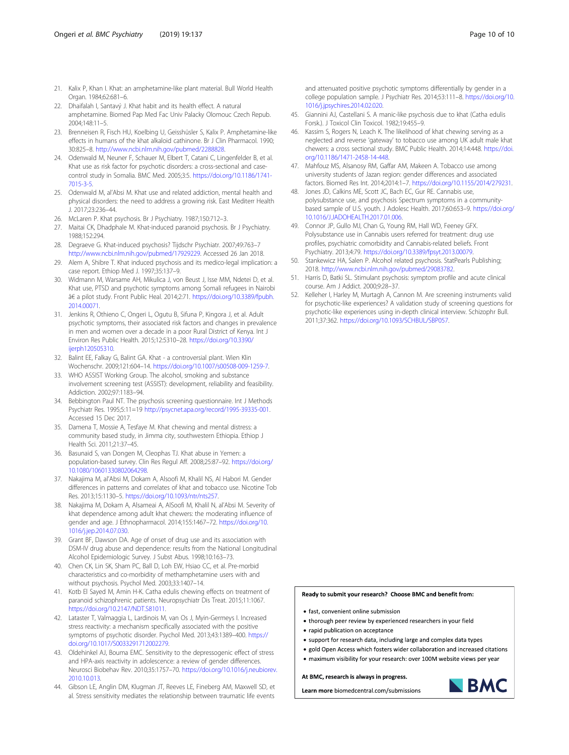21. Kalix P, Khan I. Khat: an amphetamine-like plant material. Bull World Health Organ. 1984;62:681–6.
22. Dhaifalah I, Santavý J. Khat habit and its health effect. A natural amphetamine. Biomed Pap Med Fac Univ Palacky Olomouc Czech Repub. 2004;148:11–5.
23. Brenneisen R, Fisch HU, Koelbing U, Geisshüsler S, Kalix P. Amphetamine-like effects in humans of the khat alkaloid cathinone. Br J Clin Pharmacol. 1990; 30:825–8. http://www.ncbi.nlm.nih.gov/pubmed/2288828.
24. Odenwald M, Neuner F, Schauer M, Elbert T, Catani C, Lingenfelder B, et al. Khat use as risk factor for psychotic disorders: a cross-sectional and case-control study in Somalia. BMC Med. 2005;3:5. https://doi.org/10.1186/1741-7015-3-5.
25. Odenwald M, al'Absi M. Khat use and related addiction, mental health and physical disorders: the need to address a growing risk. East Mediterr Health J. 2017;23:236–44.
26. McLaren P. Khat psychosis. Br J Psychiatry. 1987;150:712–3.
27. Maitai CK, Dhadphale M. Khat-induced paranoid psychosis. Br J Psychiatry. 1988;152:294.
28. Degraeve G. Khat-induced psychosis? Tijdschr Psychiatr. 2007;49:763–7 http://www.ncbi.nlm.nih.gov/pubmed/17929229. Accessed 26 Jan 2018.
29. Alem A, Shibre T. Khat induced psychosis and its medico-legal implication: a case report. Ethiop Med J. 1997;35:137–9.
30. Widmann M, Warsame AH, Mikulica J, von Beust J, Isse MM, Ndetei D, et al. Khat use, PTSD and psychotic symptoms among Somali refugees in Nairobi â€ a pilot study. Front Public Heal. 2014;2:71. https://doi.org/10.3389/fpubh.2014.00071.
31. Jenkins R, Othieno C, Ongeri L, Ogutu B, Sifuna P, Kingora J, et al. Adult psychotic symptoms, their associated risk factors and changes in prevalence in men and women over a decade in a poor Rural District of Kenya. Int J Environ Res Public Health. 2015;12:5310–28. https://doi.org/10.3390/ijerph120505310.
32. Balint EE, Falkay G, Balint GA. Khat - a controversial plant. Wien Klin Wochenschr. 2009;121:604–14. https://doi.org/10.1007/s00508-009-1259-7.
33. WHO ASSIST Working Group. The alcohol, smoking and substance involvement screening test (ASSIST): development, reliability and feasibility. Addiction. 2002;97:1183–94.
34. Bebbington Paul NT. The psychosis screening questionnaire. Int J Methods Psychiatr Res. 1995;5:11=19 http://psycnet.apa.org/record/1995-39335-001. Accessed 15 Dec 2017.
35. Damena T, Mossie A, Tesfaye M. Khat chewing and mental distress: a community based study, in Jimma city, southwestern Ethiopia. Ethiop J Health Sci. 2011;21:37–45.
36. Basunaid S, van Dongen M, Cleophas TJ. Khat abuse in Yemen: a population-based survey. Clin Res Regul Aff. 2008;25:87–92. https://doi.org/10.1080/10601330802064298.
37. Nakajima M, al'Absi M, Dokam A, Alsoofi M, Khalil NS, Al Habori M. Gender differences in patterns and correlates of khat and tobacco use. Nicotine Tob Res. 2013;15:1130–5. https://doi.org/10.1093/ntr/nts257.
38. Nakajima M, Dokam A, Alsameai A, AlSoofi M, Khalil N, al'Absi M. Severity of khat dependence among adult khat chewers: the moderating influence of gender and age. J Ethnopharmacol. 2014;155:1467–72. https://doi.org/10.1016/j.jep.2014.07.030.
39. Grant BF, Dawson DA. Age of onset of drug use and its association with DSM-IV drug abuse and dependence: results from the National Longitudinal Alcohol Epidemiologic Survey. J Subst Abus. 1998;10:163–73.
40. Chen CK, Lin SK, Sham PC, Ball D, Loh EW, Hsiao CC, et al. Pre-morbid characteristics and co-morbidity of methamphetamine users with and without psychosis. Psychol Med. 2003;33:1407–14.
41. Kotb El Sayed M, Amin H-K. Catha edulis chewing effects on treatment of paranoid schizophrenic patients. Neuropsychiatr Dis Treat. 2015;11:1067. https://doi.org/10.2147/NDT.S81011.
42. Lataster T, Valmaggia L, Lardinois M, van Os J, Myin-Germeys I. Increased stress reactivity: a mechanism specifically associated with the positive symptoms of psychotic disorder. Psychol Med. 2013;43:1389–400. https://doi.org/10.1017/S0033291712002279.
43. Oldehinkel AJ, Bouma EMC. Sensitivity to the depressogenic effect of stress and HPA-axis reactivity in adolescence: a review of gender differences. Neurosci Biobehav Rev. 2010;35:1757–70. https://doi.org/10.1016/j.neubiorev.2010.10.013.
44. Gibson LE, Anglin DM, Klugman JT, Reeves LE, Fineberg AM, Maxwell SD, et al. Stress sensitivity mediates the relationship between traumatic life events and attenuated positive psychotic symptoms differentially by gender in a college population sample. J Psychiatr Res. 2014;53:111–8. https://doi.org/10.1016/j.jpsychires.2014.02.020.
45. Giannini AJ, Castellani S. A manic-like psychosis due to khat (Catha edulis Forsk.). J Toxicol Clin Toxicol. 1982;19:455–9.
46. Kassim S, Rogers N, Leach K. The likelihood of khat chewing serving as a neglected and reverse 'gateway' to tobacco use among UK adult male khat chewers: a cross sectional study. BMC Public Health. 2014;14:448. https://doi.org/10.1186/1471-2458-14-448.
47. Mahfouz MS, Alsanosy RM, Gaffar AM, Makeen A. Tobacco use among university students of Jazan region: gender differences and associated factors. Biomed Res Int. 2014;2014:1–7. https://doi.org/10.1155/2014/279231.
48. Jones JD, Calkins ME, Scott JC, Bach EC, Gur RE. Cannabis use, polysubstance use, and psychosis Spectrum symptoms in a community-based sample of U.S. youth. J Adolesc Health. 2017;60:653–9. https://doi.org/10.1016/J.JADOHEALTH.2017.01.006.
49. Connor JP, Gullo MJ, Chan G, Young RM, Hall WD, Feeney GFX. Polysubstance use in Cannabis users referred for treatment: drug use profiles, psychiatric comorbidity and Cannabis-related beliefs. Front Psychiatry. 2013;4:79. https://doi.org/10.3389/fpsyt.2013.00079.
50. Stankewicz HA, Salen P. Alcohol related psychosis. StatPearls Publishing; 2018. http://www.ncbi.nlm.nih.gov/pubmed/29083782.
51. Harris D, Batki SL. Stimulant psychosis: symptom profile and acute clinical course. Am J Addict. 2000;9:28–37.
52. Kelleher I, Harley M, Murtagh A, Cannon M. Are screening instruments valid for psychotic-like experiences? A validation study of screening questions for psychotic-like experiences using in-depth clinical interview. Schizophr Bull. 2011;37:362. https://doi.org/10.1093/SCHBUL/SBP057.

**Ready to submit your research? Choose BMC and benefit from:**

- fast, convenient online submission
- thorough peer review by experienced researchers in your field
- rapid publication on acceptance
- support for research data, including large and complex data types
- gold Open Access which fosters wider collaboration and increased citations
- maximum visibility for your research: over 100M website views per year

**At BMC, research is always in progress.**

**Learn more** biomedcentral.com/submissions

BMC